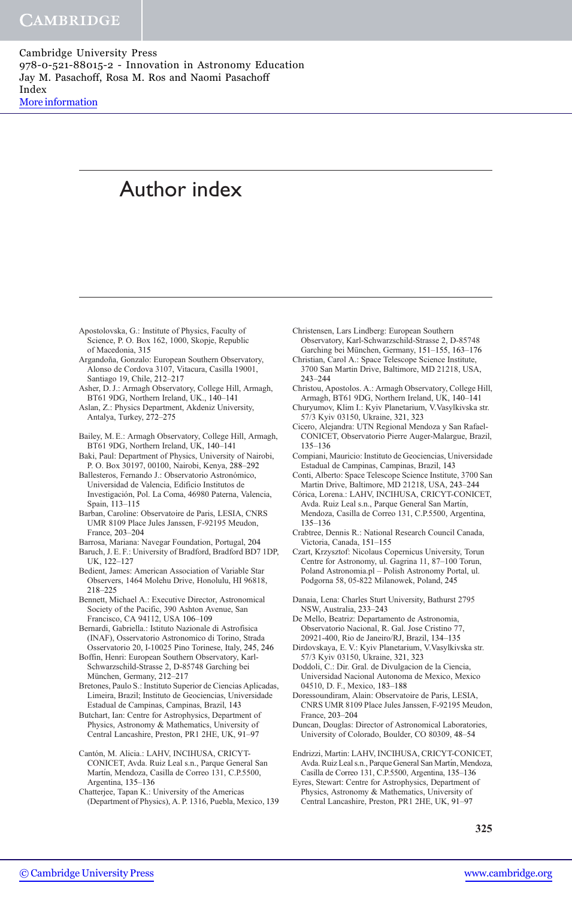# Author index

Apostolovska, G.: Institute of Physics, Faculty of Science, P. O. Box 162, 1000, Skopje, Republic of Macedonia, 315

Argandoña, Gonzalo: European Southern Observatory, Alonso de Cordova 3107, Vitacura, Casilla 19001, Santiago 19, Chile, 212–217

Asher, D. J.: Armagh Observatory, College Hill, Armagh, BT61 9DG, Northern Ireland, UK., 140–141

Aslan, Z.: Physics Department, Akdeniz University, Antalya, Turkey, 272–275

Bailey, M. E.: Armagh Observatory, College Hill, Armagh, BT61 9DG, Northern Ireland, UK, 140–141

Baki, Paul: Department of Physics, University of Nairobi, P. O. Box 30197, 00100, Nairobi, Kenya, 288–292

Ballesteros, Fernando J.: Observatorio Astronómico, Universidad de Valencia, Edificio Institutos de Investigación, Pol. La Coma, 46980 Paterna, Valencia, Spain, 113–115

Barban, Caroline: Observatoire de Paris, LESIA, CNRS UMR 8109 Place Jules Janssen, F-92195 Meudon, France, 203–204

Barrosa, Mariana: Navegar Foundation, Portugal, 204

Baruch, J. E. F.: University of Bradford, Bradford BD7 1DP, UK, 122–127

Bedient, James: American Association of Variable Star Observers, 1464 Molehu Drive, Honolulu, HI 96818, 218–225

Bennett, Michael A.: Executive Director, Astronomical Society of the Pacific, 390 Ashton Avenue, San Francisco, CA 94112, USA 106–109

Bernardi, Gabriella.: Istituto Nazionale di Astrofisica (INAF), Osservatorio Astronomico di Torino, Strada Osservatorio 20, I-10025 Pino Torinese, Italy, 245, 246

Boffin, Henri: European Southern Observatory, Karl-Schwarzschild-Strasse 2, D-85748 Garching bei München, Germany, 212–217

Bretones, Paulo S.: Instituto Superior de Ciencias Aplicadas, Limeira, Brazil; Instituto de Geociencias, Universidade Estadual de Campinas, Campinas, Brazil, 143

Butchart, Ian: Centre for Astrophysics, Department of Physics, Astronomy & Mathematics, University of Central Lancashire, Preston, PR1 2HE, UK, 91–97

Cantón, M. Alicia.: LAHV, INCIHUSA, CRICYT-CONICET, Avda. Ruiz Leal s.n., Parque General San Martín, Mendoza, Casilla de Correo 131, C.P.5500, Argentina, 135–136

Chatterjee, Tapan K.: University of the Americas (Department of Physics), A. P. 1316, Puebla, Mexico, 139

Christensen, Lars Lindberg: European Southern Observatory, Karl-Schwarzschild-Strasse 2, D-85748 Garching bei München, Germany, 151–155, 163–176

Christian, Carol A.: Space Telescope Science Institute, 3700 San Martin Drive, Baltimore, MD 21218, USA, 243–244

Christou, Apostolos. A.: Armagh Observatory, College Hill, Armagh, BT61 9DG, Northern Ireland, UK, 140–141

Churyumov, Klim I.: Kyiv Planetarium, V.Vasylkivska str. 57/3 Kyiv 03150, Ukraine, 321, 323

Cicero, Alejandra: UTN Regional Mendoza y San Rafael-CONICET, Observatorio Pierre Auger-Malargue, Brazil, 135–136

Compiani, Mauricio: Instituto de Geociencias, Universidade Estadual de Campinas, Campinas, Brazil, 143

Conti, Alberto: Space Telescope Science Institute, 3700 San Martin Drive, Baltimore, MD 21218, USA, 243–244

Córica, Lorena.: LAHV, INCIHUSA, CRICYT-CONICET, Avda. Ruiz Leal s.n., Parque General San Martín, Mendoza, Casilla de Correo 131, C.P.5500, Argentina, 135–136

Crabtree, Dennis R.: National Research Council Canada, Victoria, Canada, 151–155

Czart, Krzysztof: Nicolaus Copernicus University, Torun Centre for Astronomy, ul. Gagrina 11, 87–100 Torun, Poland Astronomia.pl – Polish Astronomy Portal, ul. Podgorna 58, 05-822 Milanowek, Poland, 245

Danaia, Lena: Charles Sturt University, Bathurst 2795 NSW, Australia, 233–243

De Mello, Beatriz: Departamento de Astronomia, Observatorio Nacional, R. Gal. Jose Cristino 77, 20921-400, Rio de Janeiro/RJ, Brazil, 134–135

Dirdovskaya, E. V.: Kyiv Planetarium, V.Vasylkivska str. 57/3 Kyiv 03150, Ukraine, 321, 323

Doddoli, C.: Dir. Gral. de Divulgacion de la Ciencia, Universidad Nacional Autonoma de Mexico, Mexico 04510, D. F., Mexico, 183–188

Doressoundiram, Alain: Observatoire de Paris, LESIA, CNRS UMR 8109 Place Jules Janssen, F-92195 Meudon, France, 203–204

Duncan, Douglas: Director of Astronomical Laboratories, University of Colorado, Boulder, CO 80309, 48–54

Endrizzi, Martin: LAHV, INCIHUSA, CRICYT-CONICET, Avda. Ruiz Leal s.n., Parque General San Martín, Mendoza, Casilla de Correo 131, C.P.5500, Argentina, 135–136

Eyres, Stewart: Centre for Astrophysics, Department of Physics, Astronomy & Mathematics, University of Central Lancashire, Preston, PR1 2HE, UK, 91–97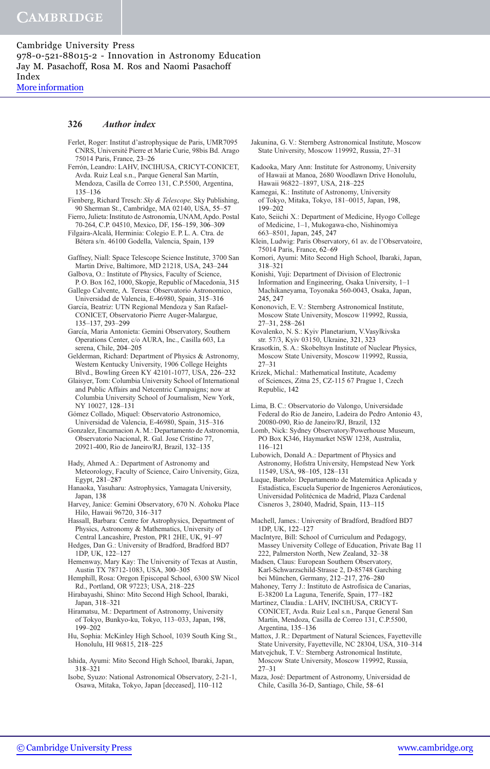## Author index

Ferlet, Roger: Institut d'astrophysique de Paris, UMR7095 CNRS, Université Pierre et Marie Curie, 98bis Bd. Arago 75014 Paris, France, 23–26

Ferrón, Leandro: LAHV, INCIHUSA, CRICYT-CONICET, Avda. Ruiz Leal s.n., Parque General San Martín, Mendoza, Casilla de Correo 131, C.P.5500, Argentina, 135–136

Fienberg, Richard Tresch: *Sky & Telescope*, Sky Publishing, 90 Sherman St., Cambridge, MA 02140, USA, 55–57

Fierro, Julieta: Instituto de Astronomía, UNAM, Apdo. Postal 70-264, C.P. 04510, Mexico, DF, 156–159, 306–309

Filgaira-Alcalá, Herminia: Colegio E. P. L. A. Ctra. de Bétera s/n. 46100 Godella, Valencia, Spain, 139

Gaffney, Niall: Space Telescope Science Institute, 3700 San Martin Drive, Baltimore, MD 21218, USA, 243–244

Galbova, O.: Institute of Physics, Faculty of Science, P. O. Box 162, 1000, Skopje, Republic of Macedonia, 315

Gallego Calvente, A. Teresa: Observatorio Astronomico, Universidad de Valencia, E-46980, Spain, 315–316

García, Beatriz: UTN Regional Mendoza y San Rafael-CONICET, Observatorio Pierre Auger-Malargue, 135–137, 293–299

García, Maria Antonieta: Gemini Observatory, Southern Operations Center, c/o AURA, Inc., Casilla 603, La serena, Chile, 204–205

Gelderman, Richard: Department of Physics & Astronomy, Western Kentucky University, 1906 College Heights Blvd., Bowling Green KY 42101-1077, USA, 226–232

Glaisyer, Tom: Columbia University School of International and Public Affairs and Netcentric Campaigns; now at Columbia University School of Journalism, New York, NY 10027, 128–131

Gómez Collado, Miquel: Observatorio Astronomico, Universidad de Valencia, E-46980, Spain, 315–316

Gonzalez, Encarnacion A. M.: Departamento de Astronomia, Observatorio Nacional, R. Gal. Jose Cristino 77, 20921-400, Rio de Janeiro/RJ, Brazil, 132–135

Hady, Ahmed A.: Department of Astronomy and Meteorology, Faculty of Science, Cairo University, Giza, Egypt, 281–287

Hanaoka, Yasuharu: Astrophysics, Yamagata University, Japan, 138

Harvey, Janice: Gemini Observatory, 670 N. A'ohoku Place Hilo, Hawaii 96720, 316–317

Hassall, Barbara: Centre for Astrophysics, Department of Physics, Astronomy & Mathematics, University of Central Lancashire, Preston, PR1 2HE, UK, 91–97

Hedges, Dan G.: University of Bradford, Bradford BD7 1DP, UK, 122–127

Hemenway, Mary Kay: The University of Texas at Austin, Austin TX 78712-1083, USA, 300–305

Hemphill, Rosa: Oregon Episcopal School, 6300 SW Nicol Rd., Portland, OR 97223; USA, 218–225

Hirabayashi, Shino: Mito Second High School, Ibaraki, Japan, 318–321

Hiramatsu, M.: Department of Astronomy, University of Tokyo, Bunkyo-ku, Tokyo, 113–033, Japan, 198, 199–202

Hu, Sophia: McKinley High School, 1039 South King St., Honolulu, HI 96815, 218–225

Ishida, Ayumi: Mito Second High School, Ibaraki, Japan, 318–321

Isobe, Syuzo: National Astronomical Observatory, 2-21-1, Osawa, Mitaka, Tokyo, Japan [deceased], 110–112

Jakunina, G. V.: Sternberg Astronomical Institute, Moscow State University, Moscow 119992, Russia, 27–31

Kadooka, Mary Ann: Institute for Astronomy, University of Hawaii at Manoa, 2680 Woodlawn Drive Honolulu, Hawaii 96822–1897, USA, 218–225

Kamegai, K.: Institute of Astronomy, University of Tokyo, Mitaka, Tokyo, 181–0015, Japan, 198, 199–202

Kato, Seiichi X.: Department of Medicine, Hyogo College of Medicine, 1–1, Mukogawa-cho, Nishinomiya 663–8501, Japan, 245, 247

Klein, Ludwig: Paris Observatory, 61 av. de l'Observatoire, 75014 Paris, France, 62–69

Komori, Ayumi: Mito Second High School, Ibaraki, Japan, 318–321

Konishi, Yuji: Department of Division of Electronic Information and Engineering, Osaka University, 1–1 Machikaneyama, Toyonaka 560-0043, Osaka, Japan, 245, 247

Kononovich, E. V.: Sternberg Astronomical Institute, Moscow State University, Moscow 119992, Russia, 27–31, 258–261

Kovalenko, N. S.: Kyiv Planetarium, V.Vasylkivska str. 57/3, Kyiv 03150, Ukraine, 321, 323

Krasotkin, S. A.: Skobeltsyn Institute of Nuclear Physics, Moscow State University, Moscow 119992, Russia, 27–31

Krizek, Michal.: Mathematical Institute, Academy of Sciences, Zitna 25, CZ-115 67 Prague 1, Czech Republic, 142

Lima, B. C.: Observatorio do Valongo, Universidade Federal do Rio de Janeiro, Ladeira do Pedro Antonio 43, 20080-090, Rio de Janeiro/RJ, Brazil, 132

Lomb, Nick: Sydney Observatory/Powerhouse Museum, PO Box K346, Haymarket NSW 1238, Australia, 116–121

Lubowich, Donald A.: Department of Physics and Astronomy, Hofstra University, Hempstead New York 11549, USA, 98–105, 128–131

Luque, Bartolo: Departamento de Matemática Aplicada y Estadística, Escuela Superior de Ingenieros Aeronáuticos, Universidad Politécnica de Madrid, Plaza Cardenal Cisneros 3, 28040, Madrid, Spain, 113–115

Machell, James.: University of Bradford, Bradford BD7 1DP, UK, 122–127

MacIntyre, Bill: School of Curriculum and Pedagogy, Massey University College of Education, Private Bag 11 222, Palmerston North, New Zealand, 32–38

Madsen, Claus: European Southern Observatory, Karl-Schwarzschild-Strasse 2, D-85748 Garching bei München, Germany, 212–217, 276–280

Mahoney, Terry J.: Instituto de Astrofísica de Canarias, E-38200 La Laguna, Tenerife, Spain, 177–182

Martinez, Claudia.: LAHV, INCIHUSA, CRICYT-CONICET, Avda. Ruiz Leal s.n., Parque General San Martín, Mendoza, Casilla de Correo 131, C.P.5500, Argentina, 135–136

Mattox, J. R.: Department of Natural Sciences, Fayetteville State University, Fayetteville, NC 28304, USA, 310–314

Matvejchuk, T. V.: Sternberg Astronomical Institute, Moscow State University, Moscow 119992, Russia, 27–31

Maza, José: Department of Astronomy, Universidad de Chile, Casilla 36-D, Santiago, Chile, 58–61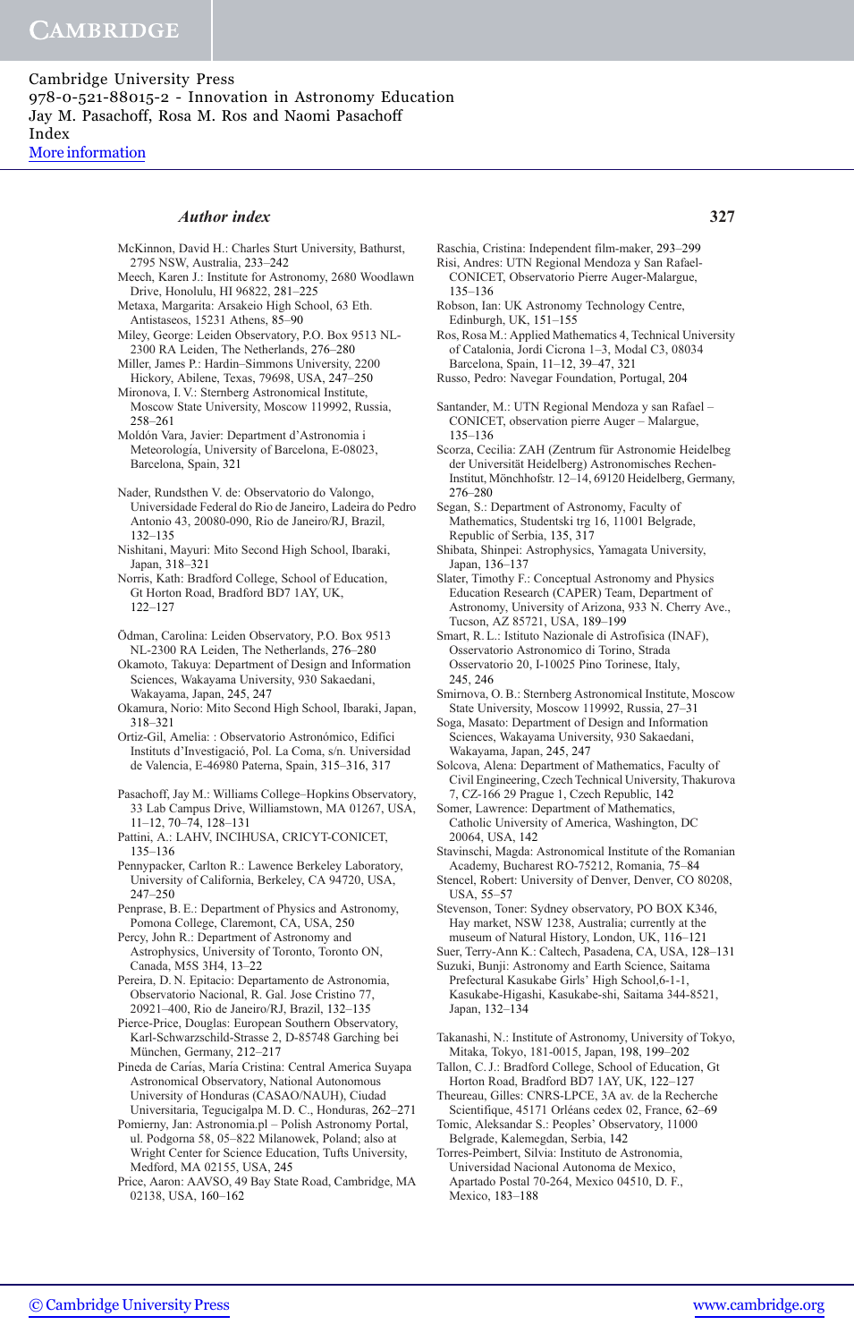McKinnon, David H.: Charles Sturt University, Bathurst, 2795 NSW, Australia, 233–242

Meech, Karen J.: Institute for Astronomy, 2680 Woodlawn Drive, Honolulu, HI 96822, 281–225

Metaxa, Margarita: Arsakeio High School, 63 Eth. Antistaseos, 15231 Athens, 85–90

Miley, George: Leiden Observatory, P.O. Box 9513 NL-2300 RA Leiden, The Netherlands, 276–280

Miller, James P.: Hardin–Simmons University, 2200 Hickory, Abilene, Texas, 79698, USA, 247–250

Mironova, I. V.: Sternberg Astronomical Institute, Moscow State University, Moscow 119992, Russia, 258–261

Moldón Vara, Javier: Department d'Astronomia i Meteorologia, University of Barcelona, E-08023, Barcelona, Spain, 321

Nader, Rundsthen V. de: Observatorio do Valongo, Universidade Federal do Rio de Janeiro, Ladeira do Pedro Antonio 43, 20080-090, Rio de Janeiro/RJ, Brazil, 132–135

Nishitani, Mayuri: Mito Second High School, Ibaraki, Japan, 318–321

Norris, Kath: Bradford College, School of Education, Gt Horton Road, Bradford BD7 1AY, UK, 122–127

Ödman, Carolina: Leiden Observatory, P.O. Box 9513 NL-2300 RA Leiden, The Netherlands, 276–280

Okamoto, Takuya: Department of Design and Information Sciences, Wakayama University, 930 Sakaedani, Wakayama, Japan, 245, 247

Okamura, Norio: Mito Second High School, Ibaraki, Japan, 318–321

Ortiz-Gil, Amelia: : Observatorio Astronómico, Edifici Instituts d'Investigació, Pol. La Coma, s/n. Universidad de Valencia, E-46980 Paterna, Spain, 315–316, 317

Pasachoff, Jay M.: Williams College–Hopkins Observatory, 33 Lab Campus Drive, Williamstown, MA 01267, USA, 11–12, 70–74, 128–131

Pattini, A.: LAHV, INCIHUSA, CRICYT-CONICET, 135–136

Pennypacker, Carlton R.: Lawrence Berkeley Laboratory, University of California, Berkeley, CA 94720, USA, 247–250

Penprase, B. E.: Department of Physics and Astronomy, Pomona College, Claremont, CA, USA, 250

Percy, John R.: Department of Astronomy and Astrophysics, University of Toronto, Toronto ON, Canada, M5S 3H4, 13–22

Pereira, D. N. Epitacio: Departamento de Astronomia, Observatorio Nacional, R. Gal. Jose Cristino 77, 20921–400, Rio de Janeiro/RJ, Brazil, 132–135

Pierce-Price, Douglas: European Southern Observatory, Karl-Schwarzschild-Strasse 2, D-85748 Garching bei München, Germany, 212–217

Pineda de Carías, María Cristina: Central America Suyapa Astronomical Observatory, National Autonomous University of Honduras (CASAO/NAUH), Ciudad Universitaria, Tegucigalpa M. D. C., Honduras, 262–271

Pomierny, Jan: Astronomia.pl – Polish Astronomy Portal, ul. Podgorna 58, 05–822 Milanowek, Poland; also at Wright Center for Science Education, Tufts University, Medford, MA 02155, USA, 245

Price, Aaron: AAVSO, 49 Bay State Road, Cambridge, MA 02138, USA, 160–162

Raschia, Cristina: Independent film-maker, 293–299

Risi, Andres: UTN Regional Mendoza y San Rafael-CONICET, Observatorio Pierre Auger-Malargue, 135–136

Robson, Ian: UK Astronomy Technology Centre, Edinburgh, UK, 151–155

Ros, Rosa M.: Applied Mathematics 4, Technical University of Catalonia, Jordi Cicrona 1–3, Modal C3, 08034 Barcelona, Spain, 11–12, 39–47, 321

Russo, Pedro: Navegar Foundation, Portugal, 204

Santander, M.: UTN Regional Mendoza y san Rafael – CONICET, observation pierre Auger – Malargue, 135–136

Scorza, Cecilia: ZAH (Zentrum für Astronomie Heidelbeg der Universität Heidelberg) Astronomisches Rechen-Institut, Mönchhofstr. 12–14, 69120 Heidelberg, Germany, 276–280

Segan, S.: Department of Astronomy, Faculty of Mathematics, Studentski trg 16, 11001 Belgrade, Republic of Serbia, 135, 317

Shibata, Shinpei: Astrophysics, Yamagata University, Japan, 136–137

Slater, Timothy F.: Conceptual Astronomy and Physics Education Research (CAPER) Team, Department of Astronomy, University of Arizona, 933 N. Cherry Ave., Tucson, AZ 85721, USA, 189–199

Smart, R. L.: Istituto Nazionale di Astrofisica (INAF), Osservatorio Astronomico di Torino, Strada Osservatorio 20, I-10025 Pino Torinese, Italy, 245, 246

Smirnova, O. B.: Sternberg Astronomical Institute, Moscow State University, Moscow 119992, Russia, 27–31

Soga, Masato: Department of Design and Information Sciences, Wakayama University, 930 Sakaedani, Wakayama, Japan, 245, 247

Solcova, Alena: Department of Mathematics, Faculty of Civil Engineering, Czech Technical University, Thakurova 7, CZ-166 29 Prague 1, Czech Republic, 142

Somer, Lawrence: Department of Mathematics, Catholic University of America, Washington, DC 20064, USA, 142

Stavinschi, Magda: Astronomical Institute of the Romanian Academy, Bucharest RO-75212, Romania, 75–84

Stencel, Robert: University of Denver, Denver, CO 80208, USA, 55–57

Stevenson, Toner: Sydney observatory, PO BOX K346, Hay market, NSW 1238, Australia; currently at the museum of Natural History, London, UK, 116–121

Suer, Terry-Ann K.: Caltech, Pasadena, CA, USA, 128–131

Suzuki, Bunji: Astronomy and Earth Science, Saitama Prefectural Kasukabe Girls' High School,6-1-1, Kasukabe-Higashi, Kasukabe-shi, Saitama 344-8521, Japan, 132–134

Takanashi, N.: Institute of Astronomy, University of Tokyo, Mitaka, Tokyo, 181-0015, Japan, 198, 199–202

Tallon, C. J.: Bradford College, School of Education, Gt Horton Road, Bradford BD7 1AY, UK, 122–127

Theureau, Gilles: CNRS-LPCE, 3A av. de la Recherche Scientifique, 45171 Orléans cedex 02, France, 62–69

Tomic, Aleksandar S.: Peoples' Observatory, 11000 Belgrade, Kalemegdan, Serbia, 142

Torres-Peimbert, Silvia: Instituto de Astronomia, Universidad Nacional Autonoma de Mexico, Apartado Postal 70-264, Mexico 04510, D. F., Mexico, 183–188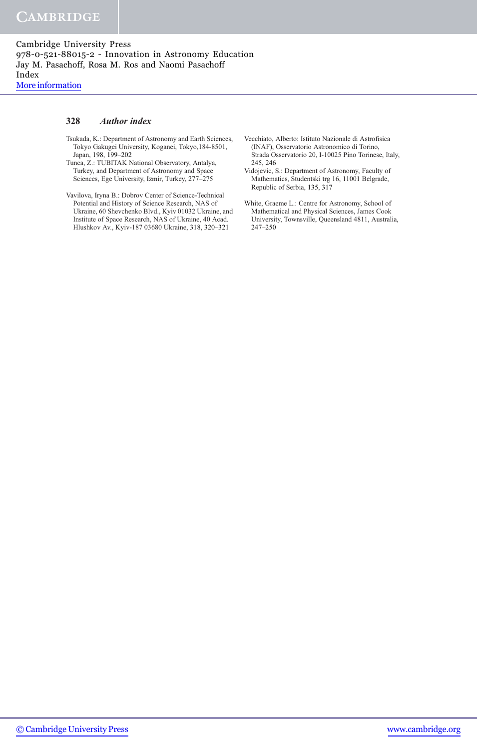Tsukada, K.: Department of Astronomy and Earth Sciences, Tokyo Gakugei University, Koganei, Tokyo,184-8501, Japan, 198, 199–202

Tunca, Z.: TUBITAK National Observatory, Antalya, Turkey, and Department of Astronomy and Space Sciences, Ege University, Izmir, Turkey, 277–275

Vavilova, Iryna B.: Dobrov Center of Science-Technical Potential and History of Science Research, NAS of Ukraine, 60 Shevchenko Blvd., Kyiv 01032 Ukraine, and Institute of Space Research, NAS of Ukraine, 40 Acad. Hlushkov Av., Kyiv-187 03680 Ukraine, 318, 320–321

Vecchiato, Alberto: Istituto Nazionale di Astrofisica (INAF), Osservatorio Astronomico di Torino, Strada Osservatorio 20, I-10025 Pino Torinese, Italy, 245, 246

Vidojevic, S.: Department of Astronomy, Faculty of Mathematics, Studentski trg 16, 11001 Belgrade, Republic of Serbia, 135, 317

White, Graeme L.: Centre for Astronomy, School of Mathematical and Physical Sciences, James Cook University, Townsville, Queensland 4811, Australia, 247–250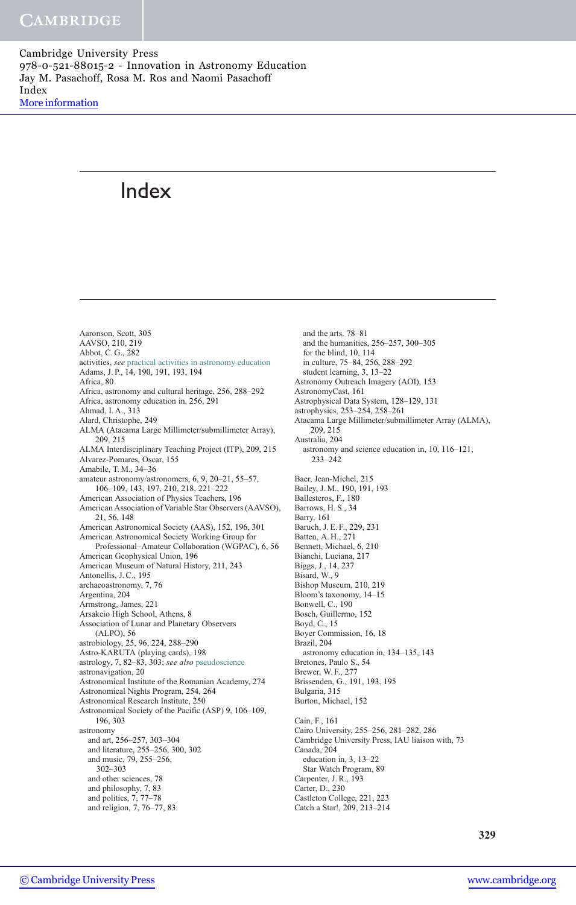# Index

Aaronson, Scott, 305
AAVSO, 210, 219
Abbot, C. G., 282
activities, *see* practical activities in astronomy education
Adams, J. P., 14, 190, 191, 193, 194
Africa, 80
Africa, astronomy and cultural heritage, 256, 288–292
Africa, astronomy education in, 256, 291
Ahmad, I. A., 313
Alard, Christophe, 249
ALMA (Atacama Large Millimeter/submillimeter Array), 209, 215
ALMA Interdisciplinary Teaching Project (ITP), 209, 215
Alvarez-Pomares, Oscar, 155
Amabile, T. M., 34–36
amateur astronomy/astronomers, 6, 9, 20–21, 55–57, 106–109, 143, 197, 210, 218, 221–222
American Association of Physics Teachers, 196
American Association of Variable Star Observers (AAVSO), 21, 56, 148
American Astronomical Society (AAS), 152, 196, 301
American Astronomical Society Working Group for Professional–Amateur Collaboration (WGPAC), 6, 56
American Geophysical Union, 196
American Museum of Natural History, 211, 243
Antonellis, J. C., 195
archaeoastronomy, 7, 76
Argentina, 204
Armstrong, James, 221
Arsakeio High School, Athens, 8
Association of Lunar and Planetary Observers (ALPO), 56
astrobiology, 25, 96, 224, 288–290
Astro-KARUTA (playing cards), 198
astrology, 7, 82–83, 303; *see also* pseudoscience
astronavigation, 20
Astronomical Institute of the Romanian Academy, 274
Astronomical Nights Program, 254, 264
Astronomical Research Institute, 250
Astronomical Society of the Pacific (ASP) 9, 106–109, 196, 303
astronomy
  and art, 256–257, 303–304
  and literature, 255–256, 300, 302
  and music, 79, 255–256, 302–303
  and other sciences, 78
  and philosophy, 7, 83
  and politics, 7, 77–78
  and religion, 7, 76–77, 83
  and the arts, 78–81
  and the humanities, 256–257, 300–305
  for the blind, 10, 114
  in culture, 75–84, 256, 288–292
  student learning, 3, 13–22
Astronomy Outreach Imagery (AOI), 153
AstronomyCast, 161
Astrophysical Data System, 128–129, 131
astrophysics, 253–254, 258–261
Atacama Large Millimeter/submillimeter Array (ALMA), 209, 215
Australia, 204
  astronomy and science education in, 10, 116–121, 233–242

Baer, Jean-Michel, 215
Bailey, J. M., 190, 191, 193
Ballesteros, F., 180
Barrows, H. S., 34
Barry, 161
Baruch, J. E. F., 229, 231
Batten, A. H., 271
Bennett, Michael, 6, 210
Bianchi, Luciana, 217
Biggs, J., 14, 237
Bisard, W., 9
Bishop Museum, 210, 219
Bloom's taxonomy, 14–15
Bonwell, C., 190
Bosch, Guillermo, 152
Boyd, C., 15
Boyer Commission, 16, 18
Brazil, 204
  astronomy education in, 134–135, 143
Bretones, Paulo S., 54
Brewer, W. F., 277
Brissenden, G., 191, 193, 195
Bulgaria, 315
Burton, Michael, 152

Cain, F., 161
Cairo University, 255–256, 281–282, 286
Cambridge University Press, IAU liaison with, 73
Canada, 204
  education in, 3, 13–22
  Star Watch Program, 89
Carpenter, J. R., 193
Carter, D., 230
Castleton College, 221, 223
Catch a Star!, 209, 213–214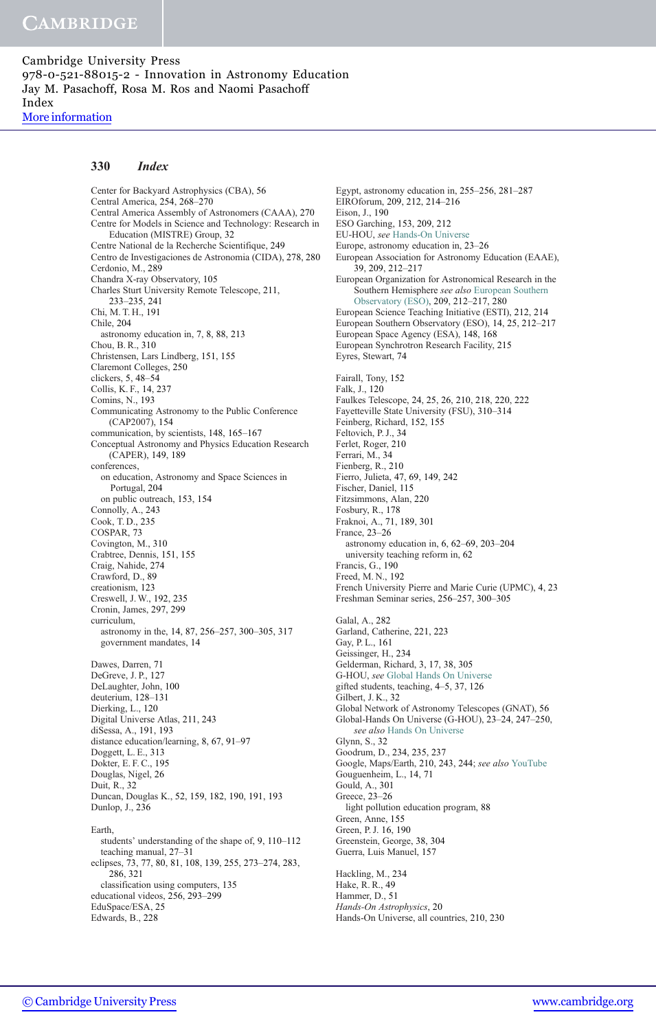Center for Backyard Astrophysics (CBA), 56
Central America, 254, 268–270
Central America Assembly of Astronomers (CAAA), 270
Centre for Models in Science and Technology: Research in Education (MISTRE) Group, 32
Centre National de la Recherche Scientifique, 249
Centro de Investigaciones de Astronomia (CIDA), 278, 280
Cerdonio, M., 289
Chandra X-ray Observatory, 105
Charles Sturt University Remote Telescope, 211, 233–235, 241
Chi, M. T. H., 191
Chile, 204
  astronomy education in, 7, 8, 88, 213
Chou, B. R., 310
Christensen, Lars Lindberg, 151, 155
Claremont Colleges, 250
clickers, 5, 48–54
Collis, K. F., 14, 237
Comins, N., 193
Communicating Astronomy to the Public Conference (CAP2007), 154
communication, by scientists, 148, 165–167
Conceptual Astronomy and Physics Education Research (CAPER), 149, 189
conferences,
  on education, Astronomy and Space Sciences in Portugal, 204
  on public outreach, 153, 154
Connolly, A., 243
Cook, T. D., 235
COSPAR, 73
Covington, M., 310
Crabtree, Dennis, 151, 155
Craig, Nahide, 274
Crawford, D., 89
creationism, 123
Creswell, J. W., 192, 235
Cronin, James, 297, 299
curriculum,
  astronomy in the, 14, 87, 256–257, 300–305, 317
  government mandates, 14

Dawes, Darren, 71
DeGreve, J. P., 127
DeLaughter, John, 100
deuterium, 128–131
Dierking, L., 120
Digital Universe Atlas, 211, 243
diSessa, A., 191, 193
distance education/learning, 8, 67, 91–97
Doggett, L. E., 313
Dokter, E. F. C., 195
Douglas, Nigel, 26
Duit, R., 32
Duncan, Douglas K., 52, 159, 182, 190, 191, 193
Dunlop, J., 236

Earth,
  students' understanding of the shape of, 9, 110–112
  teaching manual, 27–31
eclipses, 73, 77, 80, 81, 108, 139, 255, 273–274, 283, 286, 321
  classification using computers, 135
educational videos, 256, 293–299
EduSpace/ESA, 25
Edwards, B., 228

Egypt, astronomy education in, 255–256, 281–287
EIROforum, 209, 212, 214–216
Eison, J., 190
ESO Garching, 153, 209, 212
EU-HOU, *see* Hands-On Universe
Europe, astronomy education in, 23–26
European Association for Astronomy Education (EAAE), 39, 209, 212–217
European Organization for Astronomical Research in the Southern Hemisphere *see also* European Southern Observatory (ESO), 209, 212–217, 280
European Science Teaching Initiative (ESTI), 212, 214
European Southern Observatory (ESO), 14, 25, 212–217
European Space Agency (ESA), 148, 164, 168
European Synchrotron Research Facility, 215
Eyres, Stewart, 74

Fairall, Tony, 152
Falk, J., 120
Faulkes Telescope, 24, 25, 26, 210, 218, 220, 222
Fayetteville State University (FSU), 310–314
Feinberg, Richard, 152, 155
Feltovich, P. J., 34
Ferlet, Roger, 210
Ferrari, M., 34
Fienberg, R., 210
Fierro, Julieta, 47, 69, 149, 242
Fischer, Daniel, 115
Fitzsimmons, Alan, 220
Fosbury, R., 178
Fraknoi, A., 71, 189, 301
France, 23–26
  astronomy education in, 6, 62–69, 203–204
  university teaching reform in, 62
Francis, G., 190
Freed, M. N., 192
French University Pierre and Marie Curie (UPMC), 4, 23
Freshman Seminar series, 256–257, 300–305

Galal, A., 282
Garland, Catherine, 221, 223
Gay, P. L., 161
Geissinger, H., 234
Gelderman, Richard, 3, 17, 38, 305
G-HOU, *see* Global Hands On Universe
gifted students, teaching, 4–5, 37, 126
Gilbert, J. K., 32
Global Network of Astronomy Telescopes (GNAT), 56
Global-Hands On Universe (G-HOU), 23–24, 247–250, *see also* Hands On Universe
Glynn, S., 32
Goodrum, D., 234, 235, 237
Google, Maps/Earth, 210, 243, 244; *see also* YouTube
Gouguenheim, L., 14, 71
Gould, A., 301
Greece, 23–26
  light pollution education program, 88
Green, Anne, 155
Green, P. J. 16, 190
Greenstein, George, 38, 304
Guerra, Luis Manuel, 157

Hackling, M., 234
Hake, R. R., 49
Hammer, D., 51
*Hands-On Astrophysics*, 20
Hands-On Universe, all countries, 210, 230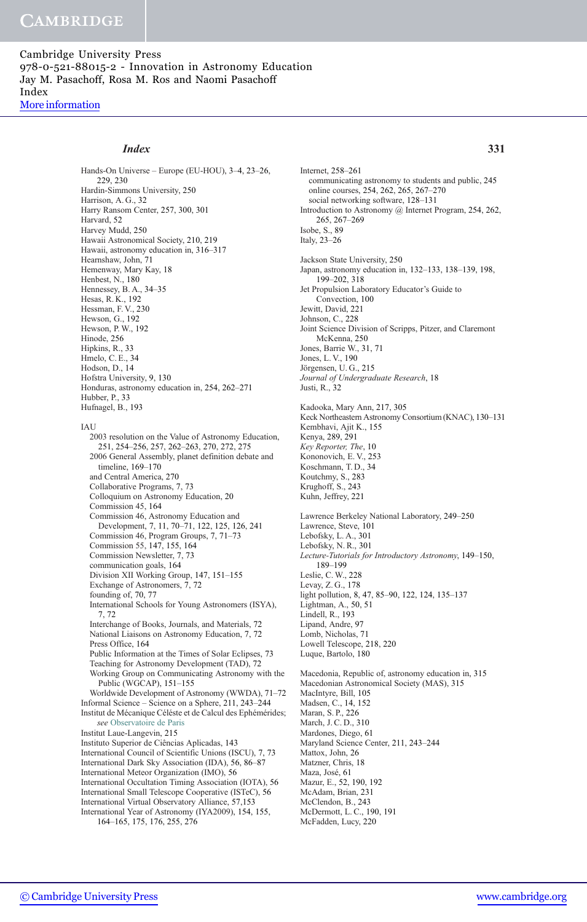## Index

Hands-On Universe – Europe (EU-HOU), 3–4, 23–26, 229, 230
Hardin-Simmons University, 250
Harrison, A. G., 32
Harry Ransom Center, 257, 300, 301
Harvard, 52
Harvey Mudd, 250
Hawaii Astronomical Society, 210, 219
Hawaii, astronomy education in, 316–317
Hearnshaw, John, 71
Hemenway, Mary Kay, 18
Henbest, N., 180
Hennessey, B. A., 34–35
Hesas, R. K., 192
Hessman, F. V., 230
Hewson, G., 192
Hewson, P. W., 192
Hinode, 256
Hipkins, R., 33
Hmelo, C. E., 34
Hodson, D., 14
Hofstra University, 9, 130
Honduras, astronomy education in, 254, 262–271
Hubber, P., 33
Hufnagel, B., 193

IAU
- 2003 resolution on the Value of Astronomy Education, 251, 254–256, 257, 262–263, 270, 272, 275
- 2006 General Assembly, planet definition debate and timeline, 169–170
- and Central America, 270
- Collaborative Programs, 7, 73
- Colloquium on Astronomy Education, 20
- Commission 45, 164
- Commission 46, Astronomy Education and Development, 7, 11, 70–71, 122, 125, 126, 241
- Commission 46, Program Groups, 7, 71–73
- Commission 55, 147, 155, 164
- Commission Newsletter, 7, 73
- communication goals, 164
- Division XII Working Group, 147, 151–155
- Exchange of Astronomers, 7, 72
- founding of, 70, 77
- International Schools for Young Astronomers (ISYA), 7, 72
- Interchange of Books, Journals, and Materials, 72
- National Liaisons on Astronomy Education, 7, 72
- Press Office, 164
- Public Information at the Times of Solar Eclipses, 73
- Teaching for Astronomy Development (TAD), 72
- Working Group on Communicating Astronomy with the Public (WGCAP), 151–155
- Worldwide Development of Astronomy (WWDA), 71–72

Informal Science – Science on a Sphere, 211, 243–244
Institut de Mécanique Céléste et de Calcul des Ephémérides; *see* Observatoire de Paris
Institut Laue-Langevin, 215
Instituto Superior de Ciências Aplicadas, 143
International Council of Scientific Unions (ISCU), 7, 73
International Dark Sky Association (IDA), 56, 86–87
International Meteor Organization (IMO), 56
International Occultation Timing Association (IOTA), 56
International Small Telescope Cooperative (ISTeC), 56
International Virtual Observatory Alliance, 57,153
International Year of Astronomy (IYA2009), 154, 155, 164–165, 175, 176, 255, 276

Internet, 258–261
- communicating astronomy to students and public, 245
- online courses, 254, 262, 265, 267–270
- social networking software, 128–131

Introduction to Astronomy @ Internet Program, 254, 262, 265, 267–269
Isobe, S., 89
Italy, 23–26

Jackson State University, 250
Japan, astronomy education in, 132–133, 138–139, 198, 199–202, 318
Jet Propulsion Laboratory Educator's Guide to Convection, 100
Jewitt, David, 221
Johnson, C., 228
Joint Science Division of Scripps, Pitzer, and Claremont McKenna, 250
Jones, Barrie W., 31, 71
Jones, L. V., 190
Jörgensen, U. G., 215
*Journal of Undergraduate Research*, 18
Justi, R., 32

Kadooka, Mary Ann, 217, 305
Keck Northeastern Astronomy Consortium (KNAC), 130–131
Kembhavi, Ajit K., 155
Kenya, 289, 291
*Key Reporter, The*, 10
Kononovich, E. V., 253
Koschmann, T. D., 34
Koutchmy, S., 283
Krughoff, S., 243
Kuhn, Jeffrey, 221

Lawrence Berkeley National Laboratory, 249–250
Lawrence, Steve, 101
Lebofsky, L. A., 301
Lebofsky, N. R., 301
*Lecture-Tutorials for Introductory Astronomy*, 149–150, 189–199
Leslie, C. W., 228
Levay, Z. G., 178
light pollution, 8, 47, 85–90, 122, 124, 135–137
Lightman, A., 50, 51
Lindell, R., 193
Lipand, Andre, 97
Lomb, Nicholas, 71
Lowell Telescope, 218, 220
Luque, Bartolo, 180

Macedonia, Republic of, astronomy education in, 315
Macedonian Astronomical Society (MAS), 315
MacIntyre, Bill, 105
Madsen, C., 14, 152
Maran, S. P., 226
March, J. C. D., 310
Mardones, Diego, 61
Maryland Science Center, 211, 243–244
Mattox, John, 26
Matzner, Chris, 18
Maza, José, 61
Mazur, E., 52, 190, 192
McAdam, Brian, 231
McClendon, B., 243
McDermott, L. C., 190, 191
McFadden, Lucy, 220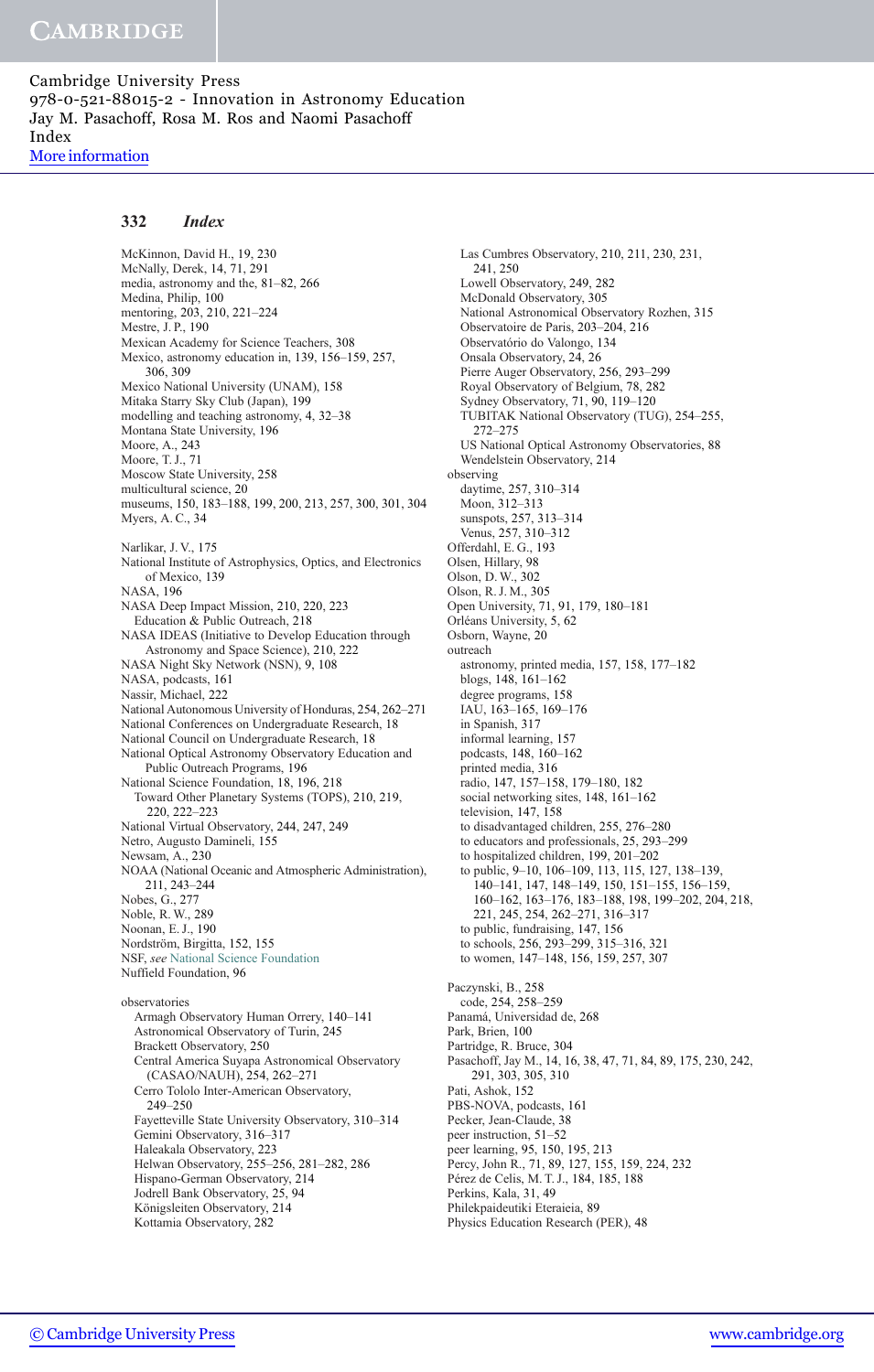# Index

McKinnon, David H., 19, 230
McNally, Derek, 14, 71, 291
media, astronomy and the, 81–82, 266
Medina, Philip, 100
mentoring, 203, 210, 221–224
Mestre, J. P., 190
Mexican Academy for Science Teachers, 308
Mexico, astronomy education in, 139, 156–159, 257, 306, 309
Mexico National University (UNAM), 158
Mitaka Starry Sky Club (Japan), 199
modelling and teaching astronomy, 4, 32–38
Montana State University, 196
Moore, A., 243
Moore, T. J., 71
Moscow State University, 258
multicultural science, 20
museums, 150, 183–188, 199, 200, 213, 257, 300, 301, 304
Myers, A. C., 34

Narlikar, J. V., 175
National Institute of Astrophysics, Optics, and Electronics of Mexico, 139
NASA, 196
NASA Deep Impact Mission, 210, 220, 223
 Education & Public Outreach, 218
NASA IDEAS (Initiative to Develop Education through Astronomy and Space Science), 210, 222
NASA Night Sky Network (NSN), 9, 108
NASA, podcasts, 161
Nassir, Michael, 222
National Autonomous University of Honduras, 254, 262–271
National Conferences on Undergraduate Research, 18
National Council on Undergraduate Research, 18
National Optical Astronomy Observatory Education and Public Outreach Programs, 196
National Science Foundation, 18, 196, 218
 Toward Other Planetary Systems (TOPS), 210, 219, 220, 222–223
National Virtual Observatory, 244, 247, 249
Netro, Augusto Damineli, 155
Newsam, A., 230
NOAA (National Oceanic and Atmospheric Administration), 211, 243–244
Nobes, G., 277
Noble, R. W., 289
Noonan, E. J., 190
Nordström, Birgitta, 152, 155
NSF, *see* National Science Foundation
Nuffield Foundation, 96

observatories
 Armagh Observatory Human Orrery, 140–141
 Astronomical Observatory of Turin, 245
 Brackett Observatory, 250
 Central America Suyapa Astronomical Observatory (CASAO/NAUH), 254, 262–271
 Cerro Tololo Inter-American Observatory, 249–250
 Fayetteville State University Observatory, 310–314
 Gemini Observatory, 316–317
 Haleakala Observatory, 223
 Helwan Observatory, 255–256, 281–282, 286
 Hispano-German Observatory, 214
 Jodrell Bank Observatory, 25, 94
 Königsleiten Observatory, 214
 Kottamia Observatory, 282
 Las Cumbres Observatory, 210, 211, 230, 231, 241, 250
 Lowell Observatory, 249, 282
 McDonald Observatory, 305
 National Astronomical Observatory Rozhen, 315
 Observatoire de Paris, 203–204, 216
 Observatório do Valongo, 134
 Onsala Observatory, 24, 26
 Pierre Auger Observatory, 256, 293–299
 Royal Observatory of Belgium, 78, 282
 Sydney Observatory, 71, 90, 119–120
 TUBITAK National Observatory (TUG), 254–255, 272–275
 US National Optical Astronomy Observatories, 88
 Wendelstein Observatory, 214
observing
 daytime, 257, 310–314
 Moon, 312–313
 sunspots, 257, 313–314
 Venus, 257, 310–312
Offerdahl, E. G., 193
Olsen, Hillary, 98
Olson, D. W., 302
Olson, R. J. M., 305
Open University, 71, 91, 179, 180–181
Orléans University, 5, 62
Osborn, Wayne, 20
outreach
 astronomy, printed media, 157, 158, 177–182
 blogs, 148, 161–162
 degree programs, 158
 IAU, 163–165, 169–176
 in Spanish, 317
 informal learning, 157
 podcasts, 148, 160–162
 printed media, 316
 radio, 147, 157–158, 179–180, 182
 social networking sites, 148, 161–162
 television, 147, 158
 to disadvantaged children, 255, 276–280
 to educators and professionals, 25, 293–299
 to hospitalized children, 199, 201–202
 to public, 9–10, 106–109, 113, 115, 127, 138–139, 140–141, 147, 148–149, 150, 151–155, 156–159, 160–162, 163–176, 183–188, 198, 199–202, 204, 218, 221, 245, 254, 262–271, 316–317
 to public, fundraising, 147, 156
 to schools, 256, 293–299, 315–316, 321
 to women, 147–148, 156, 159, 257, 307

Paczynski, B., 258
 code, 254, 258–259
Panamá, Universidad de, 268
Park, Brien, 100
Partridge, R. Bruce, 304
Pasachoff, Jay M., 14, 16, 38, 47, 71, 84, 89, 175, 230, 242, 291, 303, 305, 310
Pati, Ashok, 152
PBS-NOVA, podcasts, 161
Pecker, Jean-Claude, 38
peer instruction, 51–52
peer learning, 95, 150, 195, 213
Percy, John R., 71, 89, 127, 155, 159, 224, 232
Pérez de Celis, M. T. J., 184, 185, 188
Perkins, Kala, 31, 49
Philekpaideutiki Eteraieia, 89
Physics Education Research (PER), 48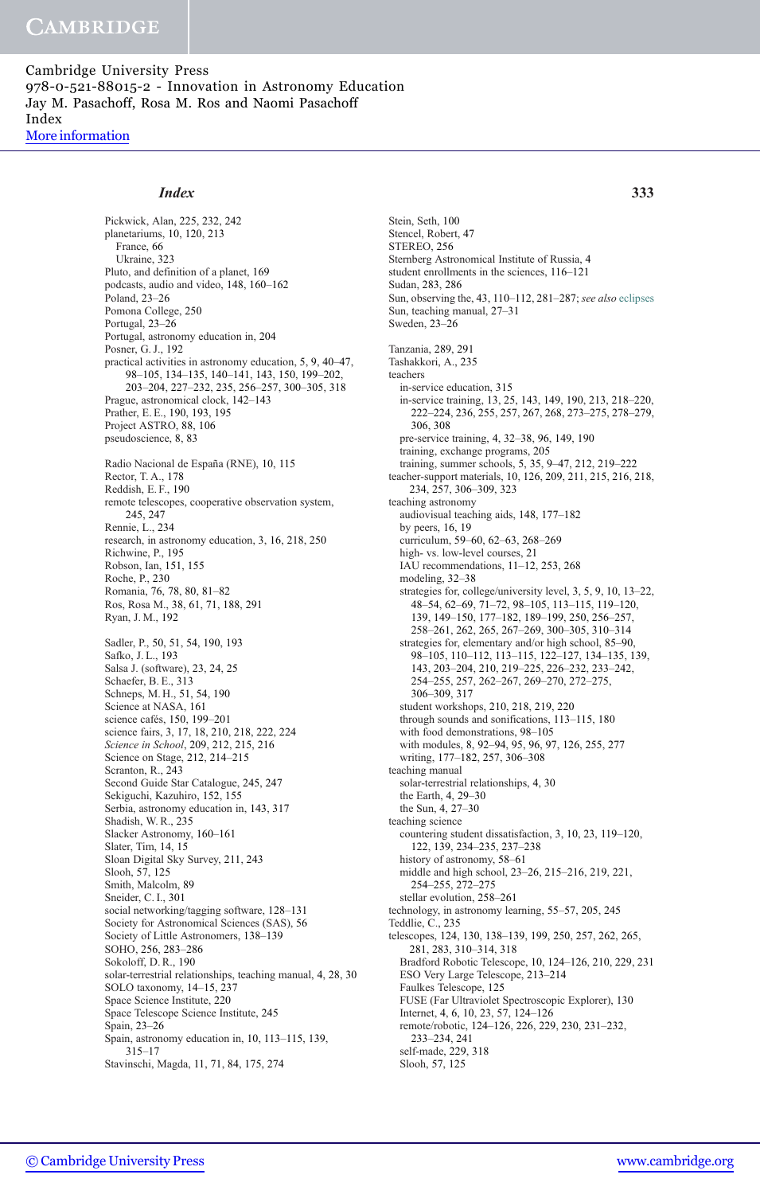Cambridge University Press
978-0-521-88015-2 - Innovation in Astronomy Education
Jay M. Pasachoff, Rosa M. Ros and Naomi Pasachoff
Index
More information

## *Index*

Pickwick, Alan, 225, 232, 242
planetariums, 10, 120, 213
  France, 66
  Ukraine, 323
Pluto, and definition of a planet, 169
podcasts, audio and video, 148, 160–162
Poland, 23–26
Pomona College, 250
Portugal, 23–26
Portugal, astronomy education in, 204
Posner, G. J., 192
practical activities in astronomy education, 5, 9, 40–47, 98–105, 134–135, 140–141, 143, 150, 199–202, 203–204, 227–232, 235, 256–257, 300–305, 318
Prague, astronomical clock, 142–143
Prather, E. E., 190, 193, 195
Project ASTRO, 88, 106
pseudoscience, 8, 83

Radio Nacional de España (RNE), 10, 115
Rector, T. A., 178
Reddish, E. F., 190
remote telescopes, cooperative observation system, 245, 247
Rennie, L., 234
research, in astronomy education, 3, 16, 218, 250
Richwine, P., 195
Robson, Ian, 151, 155
Roche, P., 230
Romania, 76, 78, 80, 81–82
Ros, Rosa M., 38, 61, 71, 188, 291
Ryan, J. M., 192

Sadler, P., 50, 51, 54, 190, 193
Safko, J. L., 193
Salsa J. (software), 23, 24, 25
Schaefer, B. E., 313
Schneps, M. H., 51, 54, 190
Science at NASA, 161
science cafés, 150, 199–201
science fairs, 3, 17, 18, 210, 218, 222, 224
*Science in School*, 209, 212, 215, 216
Science on Stage, 212, 214–215
Scranton, R., 243
Second Guide Star Catalogue, 245, 247
Sekiguchi, Kazuhiro, 152, 155
Serbia, astronomy education in, 143, 317
Shadish, W. R., 235
Slacker Astronomy, 160–161
Slater, Tim, 14, 15
Sloan Digital Sky Survey, 211, 243
Slooh, 57, 125
Smith, Malcolm, 89
Sneider, C. I., 301
social networking/tagging software, 128–131
Society for Astronomical Sciences (SAS), 56
Society of Little Astronomers, 138–139
SOHO, 256, 283–286
Sokoloff, D. R., 190
solar-terrestrial relationships, teaching manual, 4, 28, 30
SOLO taxonomy, 14–15, 237
Space Science Institute, 220
Space Telescope Science Institute, 245
Spain, 23–26
Spain, astronomy education in, 10, 113–115, 139, 315–17
Stavinschi, Magda, 11, 71, 84, 175, 274

Stein, Seth, 100
Stencel, Robert, 47
STEREO, 256
Sternberg Astronomical Institute of Russia, 4
student enrollments in the sciences, 116–121
Sudan, 283, 286
Sun, observing the, 43, 110–112, 281–287; *see also* eclipses
Sun, teaching manual, 27–31
Sweden, 23–26

Tanzania, 289, 291
Tashakkori, A., 235
teachers
  in-service education, 315
  in-service training, 13, 25, 143, 149, 190, 213, 218–220, 222–224, 236, 255, 257, 267, 268, 273–275, 278–279, 306, 308
  pre-service training, 4, 32–38, 96, 149, 190
  training, exchange programs, 205
  training, summer schools, 5, 35, 9–47, 212, 219–222
teacher-support materials, 10, 126, 209, 211, 215, 216, 218, 234, 257, 306–309, 323
teaching astronomy
  audiovisual teaching aids, 148, 177–182
  by peers, 16, 19
  curriculum, 59–60, 62–63, 268–269
  high- vs. low-level courses, 21
  IAU recommendations, 11–12, 253, 268
  modeling, 32–38
  strategies for, college/university level, 3, 5, 9, 10, 13–22, 48–54, 62–69, 71–72, 98–105, 113–115, 119–120, 139, 149–150, 177–182, 189–199, 250, 256–257, 258–261, 262, 265, 267–269, 300–305, 310–314
  strategies for, elementary and/or high school, 85–90, 98–105, 110–112, 113–115, 122–127, 134–135, 139, 143, 203–204, 210, 219–225, 226–232, 233–242, 254–255, 257, 262–267, 269–270, 272–275, 306–309, 317
  student workshops, 210, 218, 219, 220
  through sounds and sonifications, 113–115, 180
  with food demonstrations, 98–105
  with modules, 8, 92–94, 95, 96, 97, 126, 255, 277
  writing, 177–182, 257, 306–308
teaching manual
  solar-terrestrial relationships, 4, 30
  the Earth, 4, 29–30
  the Sun, 4, 27–30
teaching science
  countering student dissatisfaction, 3, 10, 23, 119–120, 122, 139, 234–235, 237–238
  history of astronomy, 58–61
  middle and high school, 23–26, 215–216, 219, 221, 254–255, 272–275
  stellar evolution, 258–261
technology, in astronomy learning, 55–57, 205, 245
Teddlie, C., 235
telescopes, 124, 130, 138–139, 199, 250, 257, 262, 265, 281, 283, 310–314, 318
  Bradford Robotic Telescope, 10, 124–126, 210, 229, 231
  ESO Very Large Telescope, 213–214
  Faulkes Telescope, 125
  FUSE (Far Ultraviolet Spectroscopic Explorer), 130
  Internet, 4, 6, 10, 23, 57, 124–126
  remote/robotic, 124–126, 226, 229, 230, 231–232, 233–234, 241
  self-made, 229, 318
  Slooh, 57, 125

© Cambridge University Press www.cambridge.org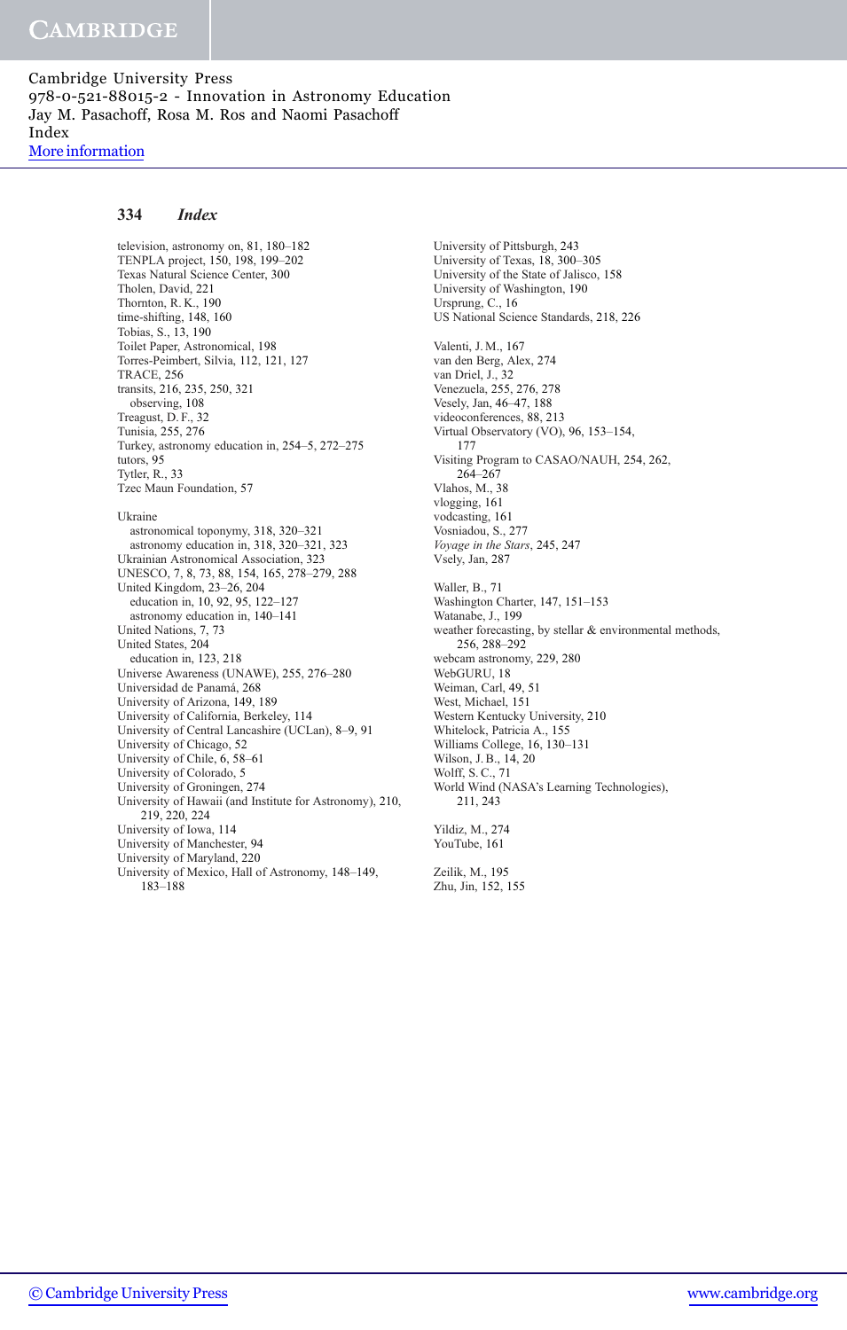television, astronomy on, 81, 180–182
TENPLA project, 150, 198, 199–202
Texas Natural Science Center, 300
Tholen, David, 221
Thornton, R. K., 190
time-shifting, 148, 160
Tobias, S., 13, 190
Toilet Paper, Astronomical, 198
Torres-Peimbert, Silvia, 112, 121, 127
TRACE, 256
transits, 216, 235, 250, 321
  observing, 108
Treagust, D. F., 32
Tunisia, 255, 276
Turkey, astronomy education in, 254–5, 272–275
tutors, 95
Tytler, R., 33
Tzec Maun Foundation, 57

Ukraine
  astronomical toponymy, 318, 320–321
  astronomy education in, 318, 320–321, 323
Ukrainian Astronomical Association, 323
UNESCO, 7, 8, 73, 88, 154, 165, 278–279, 288
United Kingdom, 23–26, 204
  education in, 10, 92, 95, 122–127
  astronomy education in, 140–141
United Nations, 7, 73
United States, 204
  education in, 123, 218
Universe Awareness (UNAWE), 255, 276–280
Universidad de Panamá, 268
University of Arizona, 149, 189
University of California, Berkeley, 114
University of Central Lancashire (UCLan), 8–9, 91
University of Chicago, 52
University of Chile, 6, 58–61
University of Colorado, 5
University of Groningen, 274
University of Hawaii (and Institute for Astronomy), 210, 219, 220, 224
University of Iowa, 114
University of Manchester, 94
University of Maryland, 220
University of Mexico, Hall of Astronomy, 148–149, 183–188
University of Pittsburgh, 243
University of Texas, 18, 300–305
University of the State of Jalisco, 158
University of Washington, 190
Ursprung, C., 16
US National Science Standards, 218, 226

Valenti, J. M., 167
van den Berg, Alex, 274
van Driel, J., 32
Venezuela, 255, 276, 278
Vesely, Jan, 46–47, 188
videoconferences, 88, 213
Virtual Observatory (VO), 96, 153–154, 177
Visiting Program to CASAO/NAUH, 254, 262, 264–267
Vlahos, M., 38
vlogging, 161
vodcasting, 161
Vosniadou, S., 277
*Voyage in the Stars*, 245, 247
Vsely, Jan, 287

Waller, B., 71
Washington Charter, 147, 151–153
Watanabe, J., 199
weather forecasting, by stellar & environmental methods, 256, 288–292
webcam astronomy, 229, 280
WebGURU, 18
Weiman, Carl, 49, 51
West, Michael, 151
Western Kentucky University, 210
Whitelock, Patricia A., 155
Williams College, 16, 130–131
Wilson, J. B., 14, 20
Wolff, S. C., 71
World Wind (NASA's Learning Technologies), 211, 243

Yildiz, M., 274
YouTube, 161

Zeilik, M., 195
Zhu, Jin, 152, 155